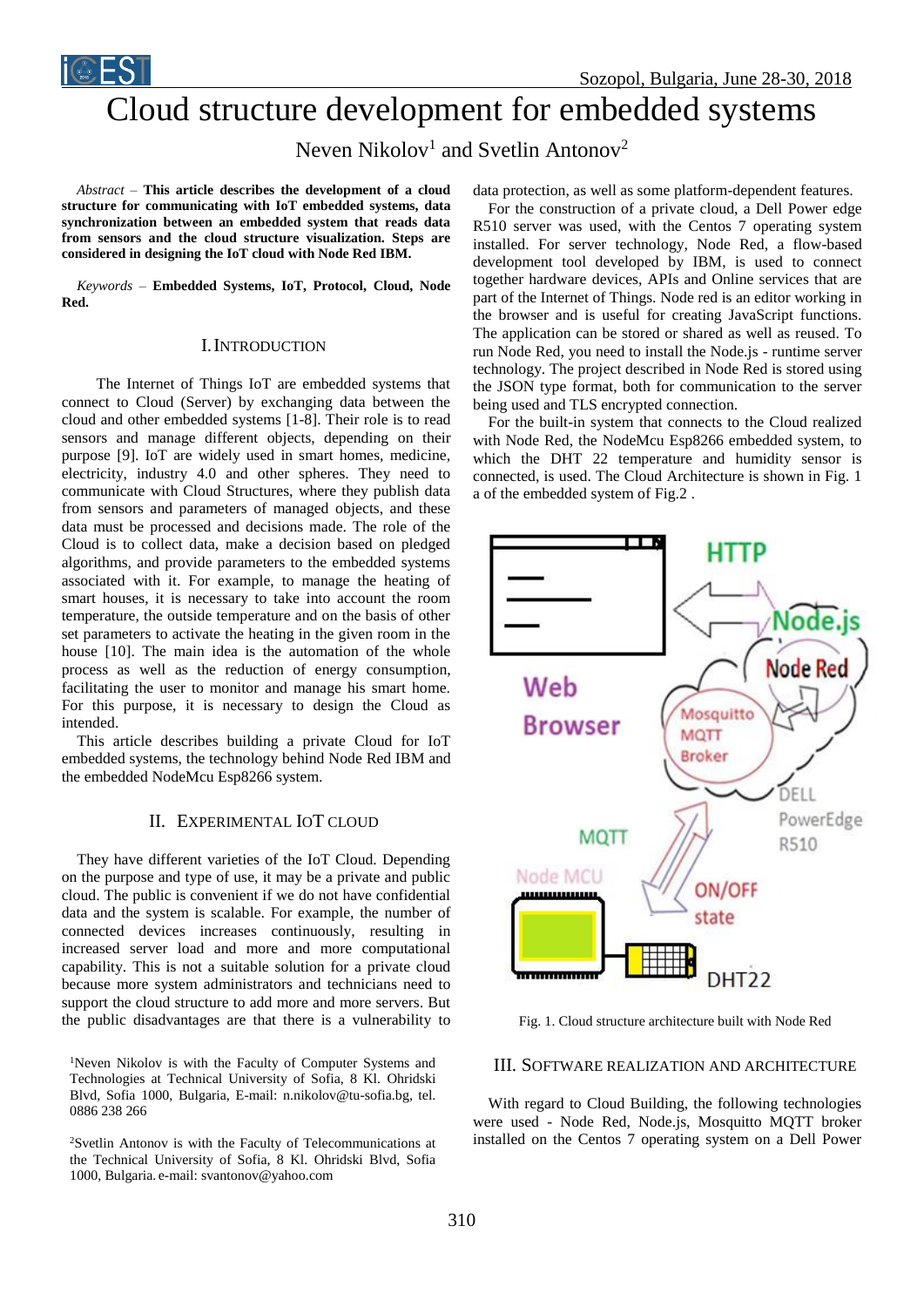# Cloud structure development for embedded systems

Neven Nikolov[1] and Svetlin Antonov[2]

*Abstract* – **This article describes the development of a cloud structure for communicating with IoT embedded systems, data synchronization between an embedded system that reads data from sensors and the cloud structure visualization. Steps are considered in designing the IoT cloud with Node Red IBM.**

*Keywords* – **Embedded Systems, IoT, Protocol, Cloud, Node Red.**

## I. Introduction

The Internet of Things IoT are embedded systems that connect to Cloud (Server) by exchanging data between the cloud and other embedded systems [1-8]. Their role is to read sensors and manage different objects, depending on their purpose [9]. IoT are widely used in smart homes, medicine, electricity, industry 4.0 and other spheres. They need to communicate with Cloud Structures, where they publish data from sensors and parameters of managed objects, and these data must be processed and decisions made. The role of the Cloud is to collect data, make a decision based on pledged algorithms, and provide parameters to the embedded systems associated with it. For example, to manage the heating of smart houses, it is necessary to take into account the room temperature, the outside temperature and on the basis of other set parameters to activate the heating in the given room in the house [10]. The main idea is the automation of the whole process as well as the reduction of energy consumption, facilitating the user to monitor and manage his smart home. For this purpose, it is necessary to design the Cloud as intended.

This article describes building a private Cloud for IoT embedded systems, the technology behind Node Red IBM and the embedded NodeMcu Esp8266 system.

## II. Experimental IoT cloud

They have different varieties of the IoT Cloud. Depending on the purpose and type of use, it may be a private and public cloud. The public is convenient if we do not have confidential data and the system is scalable. For example, the number of connected devices increases continuously, resulting in increased server load and more and more computational capability. This is not a suitable solution for a private cloud because more system administrators and technicians need to support the cloud structure to add more and more servers. But the public disadvantages are that there is a vulnerability to data protection, as well as some platform-dependent features.

For the construction of a private cloud, a Dell Power edge R510 server was used, with the Centos 7 operating system installed. For server technology, Node Red, a flow-based development tool developed by IBM, is used to connect together hardware devices, APIs and Online services that are part of the Internet of Things. Node red is an editor working in the browser and is useful for creating JavaScript functions. The application can be stored or shared as well as reused. To run Node Red, you need to install the Node.js - runtime server technology. The project described in Node Red is stored using the JSON type format, both for communication to the server being used and TLS encrypted connection.

For the built-in system that connects to the Cloud realized with Node Red, the NodeMcu Esp8266 embedded system, to which the DHT 22 temperature and humidity sensor is connected, is used. The Cloud Architecture is shown in Fig. 1 a of the embedded system of Fig.2 .

Fig. 1. Cloud structure architecture built with Node Red

## III. Software realization and architecture

With regard to Cloud Building, the following technologies were used - Node Red, Node.js, Mosquitto MQTT broker installed on the Centos 7 operating system on a Dell Power

[1]Neven Nikolov is with the Faculty of Computer Systems and Technologies at Technical University of Sofia, 8 Kl. Ohridski Blvd, Sofia 1000, Bulgaria, E-mail: n.nikolov@tu-sofia.bg, tel. 0886 238 266

[2]Svetlin Antonov is with the Faculty of Telecommunications at the Technical University of Sofia, 8 Kl. Ohridski Blvd, Sofia 1000, Bulgaria. e-mail: svantonov@yahoo.com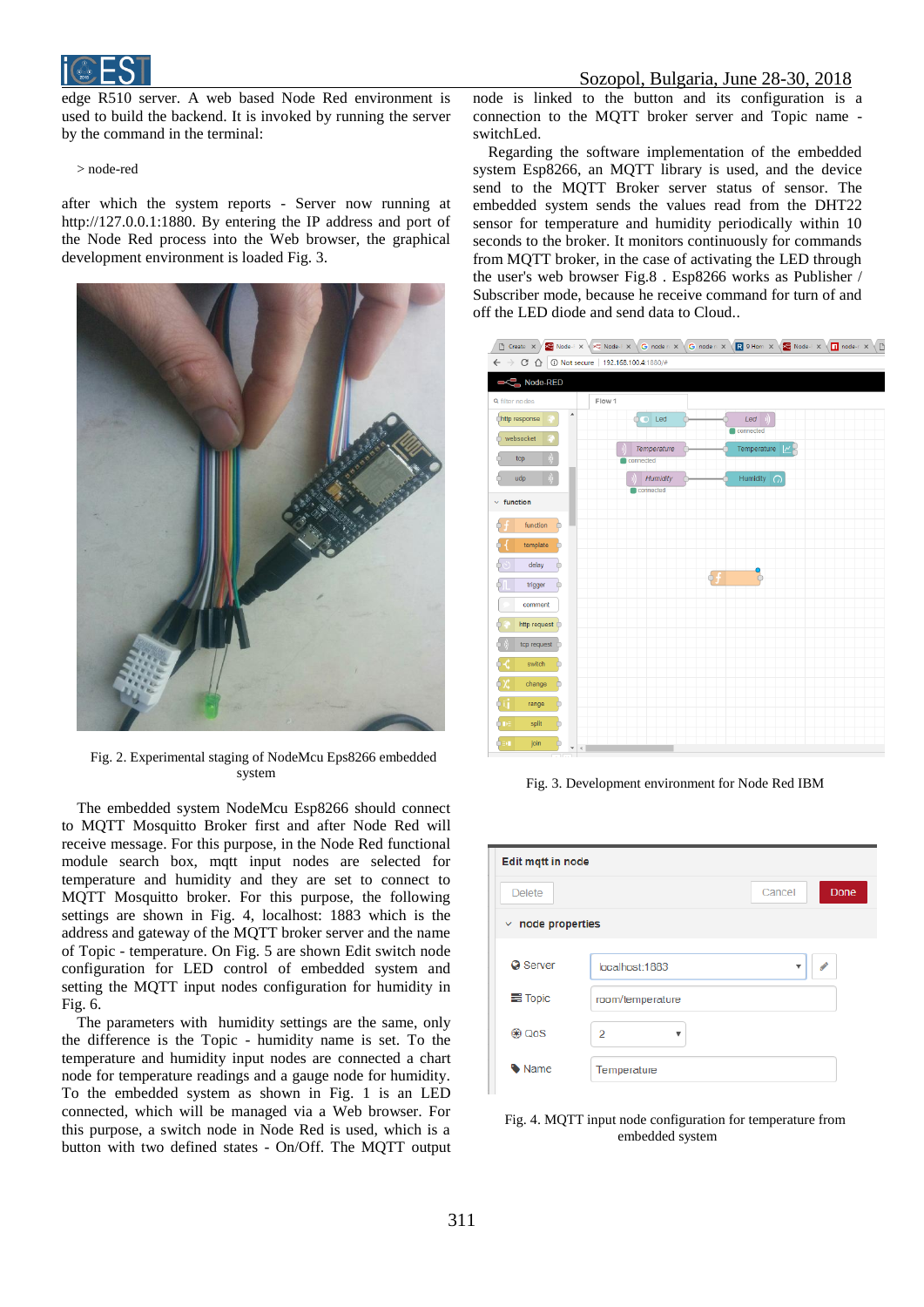edge R510 server. A web based Node Red environment is used to build the backend. It is invoked by running the server by the command in the terminal:

```
> node-red
```

after which the system reports - Server now running at http://127.0.0.1:1880. By entering the IP address and port of the Node Red process into the Web browser, the graphical development environment is loaded Fig. 3.

Fig. 2. Experimental staging of NodeMcu Eps8266 embedded system

The embedded system NodeMcu Esp8266 should connect to MQTT Mosquitto Broker first and after Node Red will receive message. For this purpose, in the Node Red functional module search box, mqtt input nodes are selected for temperature and humidity and they are set to connect to MQTT Mosquitto broker. For this purpose, the following settings are shown in Fig. 4, localhost: 1883 which is the address and gateway of the MQTT broker server and the name of Topic - temperature. On Fig. 5 are shown Edit switch node configuration for LED control of embedded system and setting the MQTT input nodes configuration for humidity in Fig. 6.

The parameters with humidity settings are the same, only the difference is the Topic - humidity name is set. To the temperature and humidity input nodes are connected a chart node for temperature readings and a gauge node for humidity. To the embedded system as shown in Fig. 1 is an LED connected, which will be managed via a Web browser. For this purpose, a switch node in Node Red is used, which is a button with two defined states - On/Off. The MQTT output node is linked to the button and its configuration is a connection to the MQTT broker server and Topic name - switchLed.

Regarding the software implementation of the embedded system Esp8266, an MQTT library is used, and the device send to the MQTT Broker server status of sensor. The embedded system sends the values read from the DHT22 sensor for temperature and humidity periodically within 10 seconds to the broker. It monitors continuously for commands from MQTT broker, in the case of activating the LED through the user's web browser Fig.8 . Esp8266 works as Publisher / Subscriber mode, because he receive command for turn of and off the LED diode and send data to Cloud..

Fig. 3. Development environment for Node Red IBM

Fig. 4. MQTT input node configuration for temperature from embedded system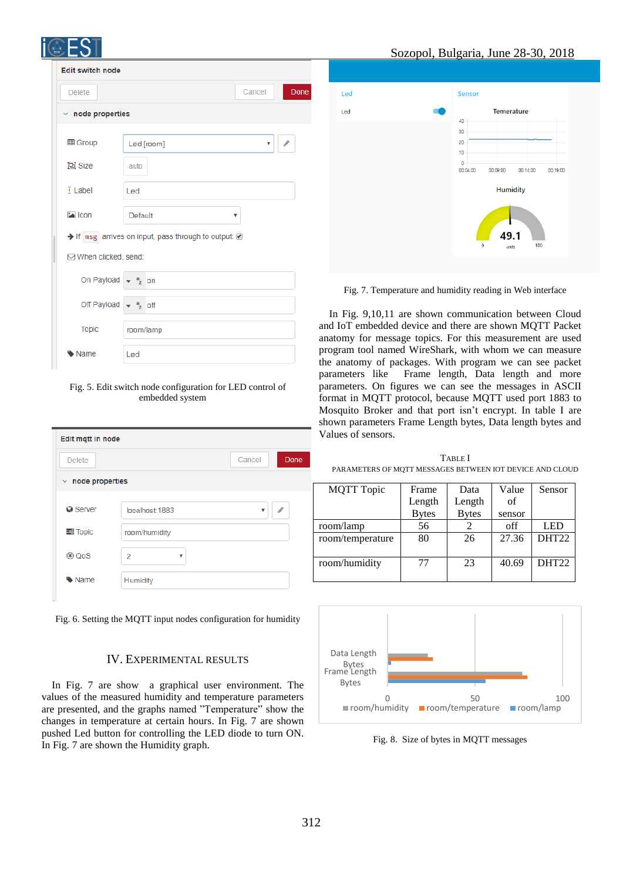Fig. 5. Edit switch node configuration for LED control of embedded system

Fig. 6. Setting the MQTT input nodes configuration for humidity

## IV. EXPERIMENTAL RESULTS

In Fig. 7 are show a graphical user environment. The values of the measured humidity and temperature parameters are presented, and the graphs named "Temperature" show the changes in temperature at certain hours. In Fig. 7 are shown pushed Led button for controlling the LED diode to turn ON. In Fig. 7 are shown the Humidity graph.

Fig. 7. Temperature and humidity reading in Web interface

In Fig. 9,10,11 are shown communication between Cloud and IoT embedded device and there are shown MQTT Packet anatomy for message topics. For this measurement are used program tool named WireShark, with whom we can measure the anatomy of packages. With program we can see packet parameters like Frame length, Data length and more parameters. On figures we can see the messages in ASCII format in MQTT protocol, because MQTT used port 1883 to Mosquito Broker and that port isn't encrypt. In table I are shown parameters Frame Length bytes, Data length bytes and Values of sensors.

TABLE I
PARAMETERS OF MQTT MESSAGES BETWEEN IOT DEVICE AND CLOUD

| MQTT Topic | Frame Length Bytes | Data Length Bytes | Value of sensor | Sensor |
|---|---|---|---|---|
| room/lamp | 56 | 2 | off | LED |
| room/temperature | 80 | 26 | 27.36 | DHT22 |
| room/humidity | 77 | 23 | 40.69 | DHT22 |

Fig. 8. Size of bytes in MQTT messages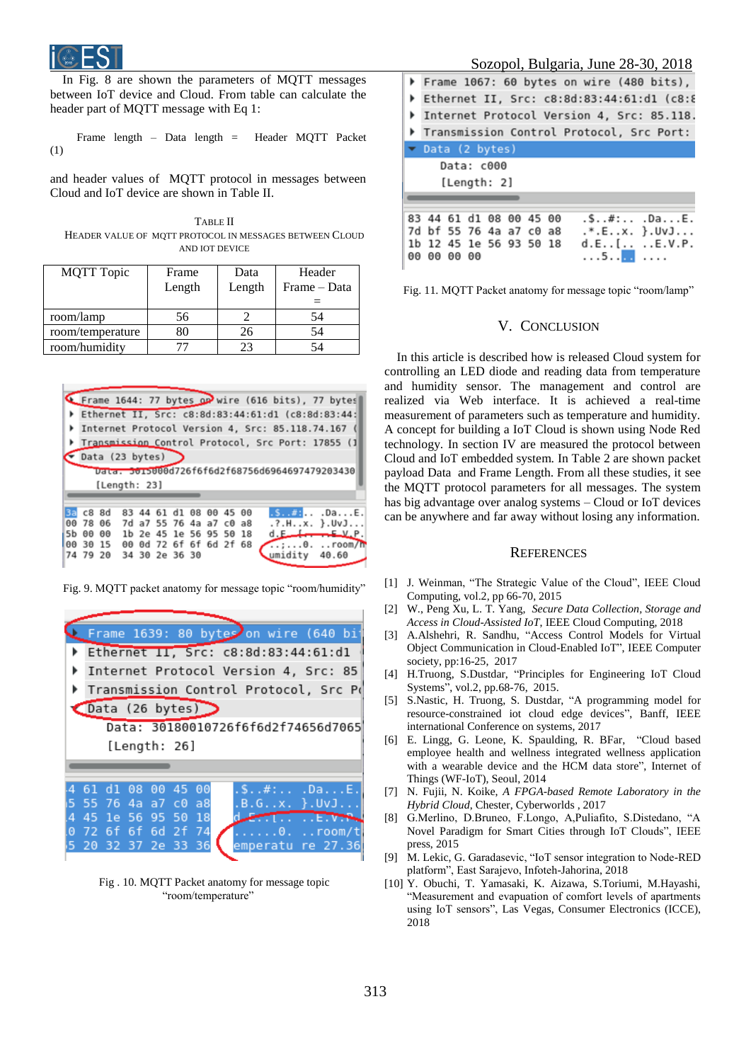In Fig. 8 are shown the parameters of MQTT messages between IoT device and Cloud. From table can calculate the header part of MQTT message with Eq 1:

$$\text{Frame length} - \text{Data length} = \text{Header MQTT Packet} \quad (1)$$

and header values of MQTT protocol in messages between Cloud and IoT device are shown in Table II.

TABLE II
HEADER VALUE OF MQTT PROTOCOL IN MESSAGES BETWEEN CLOUD AND IOT DEVICE

| MQTT Topic | Frame Length | Data Length | Header Frame – Data = |
|---|---|---|---|
| room/lamp | 56 | 2 | 54 |
| room/temperature | 80 | 26 | 54 |
| room/humidity | 77 | 23 | 54 |

Fig. 9. MQTT packet anatomy for message topic "room/humidity"

Fig . 10. MQTT Packet anatomy for message topic "room/temperature"

Fig. 11. MQTT Packet anatomy for message topic "room/lamp"

## V. CONCLUSION

In this article is described how is released Cloud system for controlling an LED diode and reading data from temperature and humidity sensor. The management and control are realized via Web interface. It is achieved a real-time measurement of parameters such as temperature and humidity. A concept for building a IoT Cloud is shown using Node Red technology. In section IV are measured the protocol between Cloud and IoT embedded system. In Table 2 are shown packet payload Data and Frame Length. From all these studies, it see the MQTT protocol parameters for all messages. The system has big advantage over analog systems – Cloud or IoT devices can be anywhere and far away without losing any information.

## REFERENCES

[1] J. Weinman, "The Strategic Value of the Cloud", IEEE Cloud Computing, vol.2, pp 66-70, 2015

[2] W., Peng Xu, L. T. Yang, *Secure Data Collection, Storage and Access in Cloud-Assisted IoT*, IEEE Cloud Computing, 2018

[3] A.Alshehri, R. Sandhu, "Access Control Models for Virtual Object Communication in Cloud-Enabled IoT", IEEE Computer society, pp:16-25, 2017

[4] H.Truong, S.Dustdar, "Principles for Engineering IoT Cloud Systems", vol.2, pp.68-76, 2015.

[5] S.Nastic, H. Truong, S. Dustdar, "A programming model for resource-constrained iot cloud edge devices", Banff, IEEE international Conference on systems, 2017

[6] E. Lingg, G. Leone, K. Spaulding, R. BFar, "Cloud based employee health and wellness integrated wellness application with a wearable device and the HCM data store", Internet of Things (WF-IoT), Seoul, 2014

[7] N. Fujii, N. Koike, *A FPGA-based Remote Laboratory in the Hybrid Cloud*, Chester, Cyberworlds , 2017

[8] G.Merlino, D.Bruneo, F.Longo, A,Puliafito, S.Distedano, "A Novel Paradigm for Smart Cities through IoT Clouds", IEEE press, 2015

[9] M. Lekic, G. Garadasevic, "IoT sensor integration to Node-RED platform", East Sarajevo, Infoteh-Jahorina, 2018

[10] Y. Obuchi, T. Yamasaki, K. Aizawa, S.Toriumi, M.Hayashi, "Measurement and evapuation of comfort levels of apartments using IoT sensors", Las Vegas, Consumer Electronics (ICCE), 2018